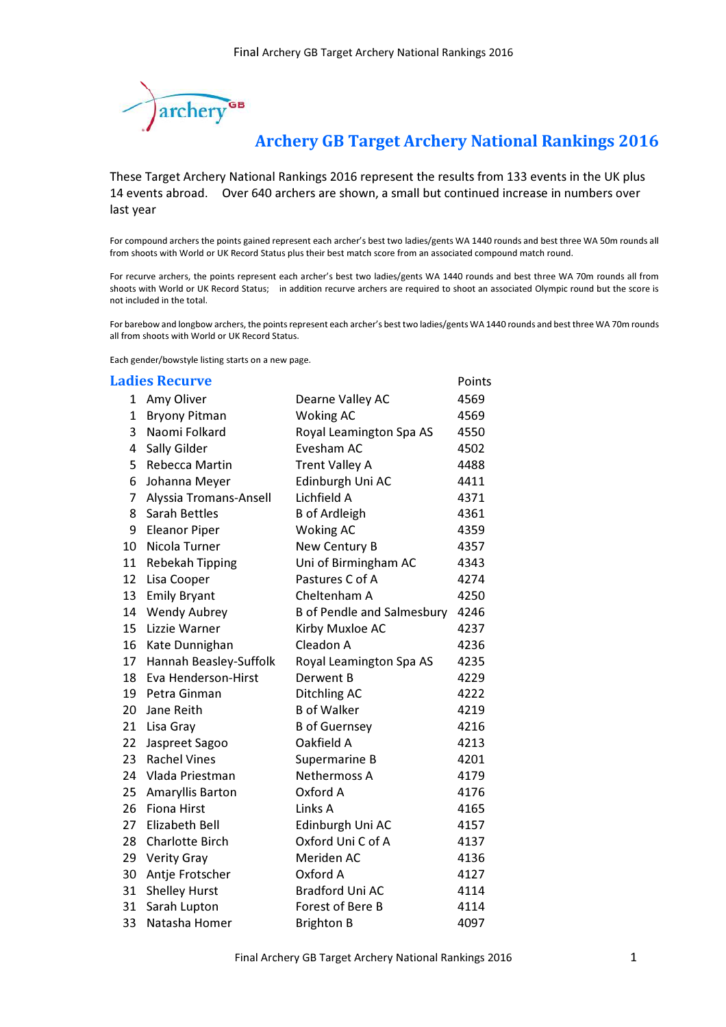# Archery GB Target Archery National Rankings 2016

These Target Archery National Rankings 2016 represent the results from 133 events in the UK plus 14 events abroad. Over 640 archers are shown, a small but continued increase in numbers over last year

For compound archers the points gained represent each archer's best two ladies/gents WA 1440 rounds and best three WA 50m rounds all from shoots with World or UK Record Status plus their best match score from an associated compound match round.

For recurve archers, the points represent each archer's best two ladies/gents WA 1440 rounds and best three WA 70m rounds all from shoots with World or UK Record Status; in addition recurve archers are required to shoot an associated Olympic round but the score is not included in the total.

For barebow and longbow archers, the points represent each archer's best two ladies/gents WA 1440 rounds and best three WA 70m rounds all from shoots with World or UK Record Status.

Each gender/bowstyle listing starts on a new page.

## Ladies Recurve

| | | | Points |
|---|---|---|---|
| 1 | Amy Oliver | Dearne Valley AC | 4569 |
| 1 | Bryony Pitman | Woking AC | 4569 |
| 3 | Naomi Folkard | Royal Leamington Spa AS | 4550 |
| 4 | Sally Gilder | Evesham AC | 4502 |
| 5 | Rebecca Martin | Trent Valley A | 4488 |
| 6 | Johanna Meyer | Edinburgh Uni AC | 4411 |
| 7 | Alyssia Tromans-Ansell | Lichfield A | 4371 |
| 8 | Sarah Bettles | B of Ardleigh | 4361 |
| 9 | Eleanor Piper | Woking AC | 4359 |
| 10 | Nicola Turner | New Century B | 4357 |
| 11 | Rebekah Tipping | Uni of Birmingham AC | 4343 |
| 12 | Lisa Cooper | Pastures C of A | 4274 |
| 13 | Emily Bryant | Cheltenham A | 4250 |
| 14 | Wendy Aubrey | B of Pendle and Salmesbury | 4246 |
| 15 | Lizzie Warner | Kirby Muxloe AC | 4237 |
| 16 | Kate Dunnighan | Cleadon A | 4236 |
| 17 | Hannah Beasley-Suffolk | Royal Leamington Spa AS | 4235 |
| 18 | Eva Henderson-Hirst | Derwent B | 4229 |
| 19 | Petra Ginman | Ditchling AC | 4222 |
| 20 | Jane Reith | B of Walker | 4219 |
| 21 | Lisa Gray | B of Guernsey | 4216 |
| 22 | Jaspreet Sagoo | Oakfield A | 4213 |
| 23 | Rachel Vines | Supermarine B | 4201 |
| 24 | Vlada Priestman | Nethermoss A | 4179 |
| 25 | Amaryllis Barton | Oxford A | 4176 |
| 26 | Fiona Hirst | Links A | 4165 |
| 27 | Elizabeth Bell | Edinburgh Uni AC | 4157 |
| 28 | Charlotte Birch | Oxford Uni C of A | 4137 |
| 29 | Verity Gray | Meriden AC | 4136 |
| 30 | Antje Frotscher | Oxford A | 4127 |
| 31 | Shelley Hurst | Bradford Uni AC | 4114 |
| 31 | Sarah Lupton | Forest of Bere B | 4114 |
| 33 | Natasha Homer | Brighton B | 4097 |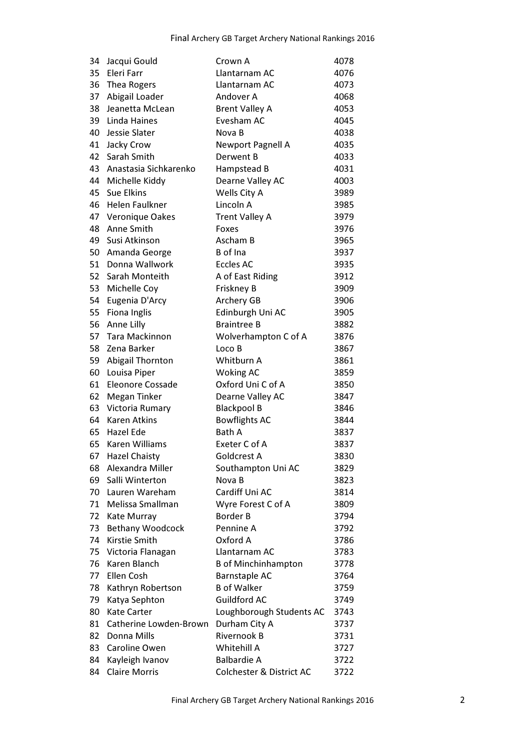| | | | |
|---|---|---|---|
| 34 | Jacqui Gould | Crown A | 4078 |
| 35 | Eleri Farr | Llantarnam AC | 4076 |
| 36 | Thea Rogers | Llantarnam AC | 4073 |
| 37 | Abigail Loader | Andover A | 4068 |
| 38 | Jeanetta McLean | Brent Valley A | 4053 |
| 39 | Linda Haines | Evesham AC | 4045 |
| 40 | Jessie Slater | Nova B | 4038 |
| 41 | Jacky Crow | Newport Pagnell A | 4035 |
| 42 | Sarah Smith | Derwent B | 4033 |
| 43 | Anastasia Sichkarenko | Hampstead B | 4031 |
| 44 | Michelle Kiddy | Dearne Valley AC | 4003 |
| 45 | Sue Elkins | Wells City A | 3989 |
| 46 | Helen Faulkner | Lincoln A | 3985 |
| 47 | Veronique Oakes | Trent Valley A | 3979 |
| 48 | Anne Smith | Foxes | 3976 |
| 49 | Susi Atkinson | Ascham B | 3965 |
| 50 | Amanda George | B of Ina | 3937 |
| 51 | Donna Wallwork | Eccles AC | 3935 |
| 52 | Sarah Monteith | A of East Riding | 3912 |
| 53 | Michelle Coy | Friskney B | 3909 |
| 54 | Eugenia D'Arcy | Archery GB | 3906 |
| 55 | Fiona Inglis | Edinburgh Uni AC | 3905 |
| 56 | Anne Lilly | Braintree B | 3882 |
| 57 | Tara Mackinnon | Wolverhampton C of A | 3876 |
| 58 | Zena Barker | Loco B | 3867 |
| 59 | Abigail Thornton | Whitburn A | 3861 |
| 60 | Louisa Piper | Woking AC | 3859 |
| 61 | Eleonore Cossade | Oxford Uni C of A | 3850 |
| 62 | Megan Tinker | Dearne Valley AC | 3847 |
| 63 | Victoria Rumary | Blackpool B | 3846 |
| 64 | Karen Atkins | Bowflights AC | 3844 |
| 65 | Hazel Ede | Bath A | 3837 |
| 65 | Karen Williams | Exeter C of A | 3837 |
| 67 | Hazel Chaisty | Goldcrest A | 3830 |
| 68 | Alexandra Miller | Southampton Uni AC | 3829 |
| 69 | Salli Winterton | Nova B | 3823 |
| 70 | Lauren Wareham | Cardiff Uni AC | 3814 |
| 71 | Melissa Smallman | Wyre Forest C of A | 3809 |
| 72 | Kate Murray | Border B | 3794 |
| 73 | Bethany Woodcock | Pennine A | 3792 |
| 74 | Kirstie Smith | Oxford A | 3786 |
| 75 | Victoria Flanagan | Llantarnam AC | 3783 |
| 76 | Karen Blanch | B of Minchinhampton | 3778 |
| 77 | Ellen Cosh | Barnstaple AC | 3764 |
| 78 | Kathryn Robertson | B of Walker | 3759 |
| 79 | Katya Sephton | Guildford AC | 3749 |
| 80 | Kate Carter | Loughborough Students AC | 3743 |
| 81 | Catherine Lowden-Brown | Durham City A | 3737 |
| 82 | Donna Mills | Rivernook B | 3731 |
| 83 | Caroline Owen | Whitehill A | 3727 |
| 84 | Kayleigh Ivanov | Balbardie A | 3722 |
| 84 | Claire Morris | Colchester & District AC | 3722 |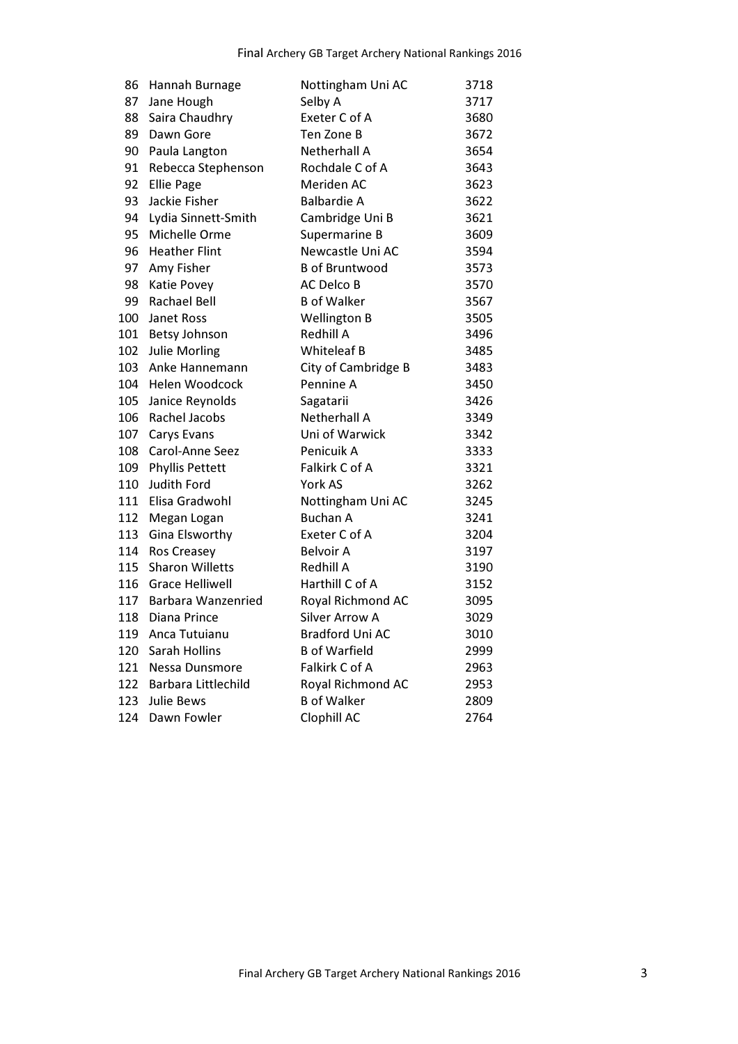| | | | |
|---|---|---|---|
| 86 | Hannah Burnage | Nottingham Uni AC | 3718 |
| 87 | Jane Hough | Selby A | 3717 |
| 88 | Saira Chaudhry | Exeter C of A | 3680 |
| 89 | Dawn Gore | Ten Zone B | 3672 |
| 90 | Paula Langton | Netherhall A | 3654 |
| 91 | Rebecca Stephenson | Rochdale C of A | 3643 |
| 92 | Ellie Page | Meriden AC | 3623 |
| 93 | Jackie Fisher | Balbardie A | 3622 |
| 94 | Lydia Sinnett-Smith | Cambridge Uni B | 3621 |
| 95 | Michelle Orme | Supermarine B | 3609 |
| 96 | Heather Flint | Newcastle Uni AC | 3594 |
| 97 | Amy Fisher | B of Bruntwood | 3573 |
| 98 | Katie Povey | AC Delco B | 3570 |
| 99 | Rachael Bell | B of Walker | 3567 |
| 100 | Janet Ross | Wellington B | 3505 |
| 101 | Betsy Johnson | Redhill A | 3496 |
| 102 | Julie Morling | Whiteleaf B | 3485 |
| 103 | Anke Hannemann | City of Cambridge B | 3483 |
| 104 | Helen Woodcock | Pennine A | 3450 |
| 105 | Janice Reynolds | Sagatarii | 3426 |
| 106 | Rachel Jacobs | Netherhall A | 3349 |
| 107 | Carys Evans | Uni of Warwick | 3342 |
| 108 | Carol-Anne Seez | Penicuik A | 3333 |
| 109 | Phyllis Pettett | Falkirk C of A | 3321 |
| 110 | Judith Ford | York AS | 3262 |
| 111 | Elisa Gradwohl | Nottingham Uni AC | 3245 |
| 112 | Megan Logan | Buchan A | 3241 |
| 113 | Gina Elsworthy | Exeter C of A | 3204 |
| 114 | Ros Creasey | Belvoir A | 3197 |
| 115 | Sharon Willetts | Redhill A | 3190 |
| 116 | Grace Helliwell | Harthill C of A | 3152 |
| 117 | Barbara Wanzenried | Royal Richmond AC | 3095 |
| 118 | Diana Prince | Silver Arrow A | 3029 |
| 119 | Anca Tutuianu | Bradford Uni AC | 3010 |
| 120 | Sarah Hollins | B of Warfield | 2999 |
| 121 | Nessa Dunsmore | Falkirk C of A | 2963 |
| 122 | Barbara Littlechild | Royal Richmond AC | 2953 |
| 123 | Julie Bews | B of Walker | 2809 |
| 124 | Dawn Fowler | Clophill AC | 2764 |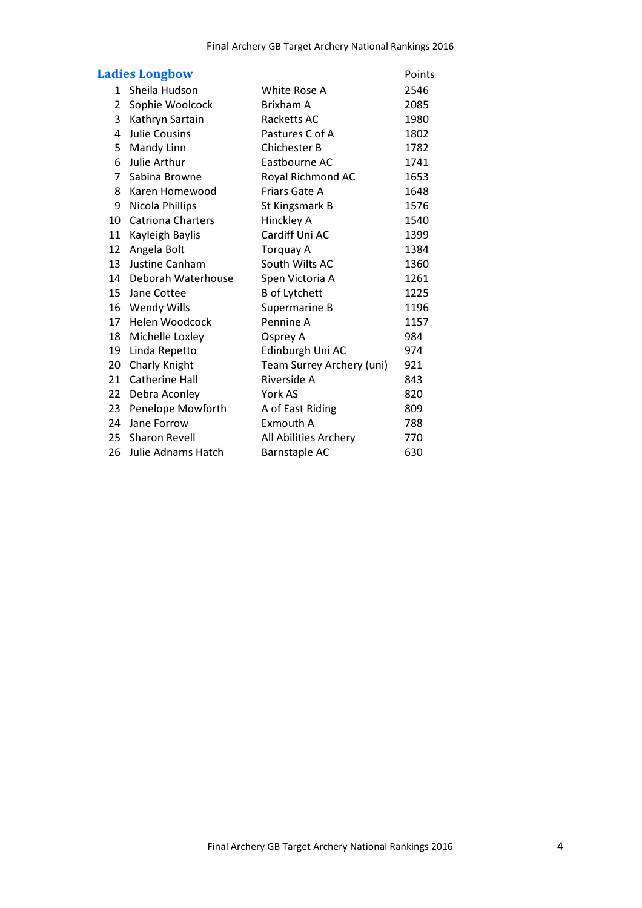## Ladies Longbow

| | | | Points |
|---|---|---|---|
| 1 | Sheila Hudson | White Rose A | 2546 |
| 2 | Sophie Woolcock | Brixham A | 2085 |
| 3 | Kathryn Sartain | Racketts AC | 1980 |
| 4 | Julie Cousins | Pastures C of A | 1802 |
| 5 | Mandy Linn | Chichester B | 1782 |
| 6 | Julie Arthur | Eastbourne AC | 1741 |
| 7 | Sabina Browne | Royal Richmond AC | 1653 |
| 8 | Karen Homewood | Friars Gate A | 1648 |
| 9 | Nicola Phillips | St Kingsmark B | 1576 |
| 10 | Catriona Charters | Hinckley A | 1540 |
| 11 | Kayleigh Baylis | Cardiff Uni AC | 1399 |
| 12 | Angela Bolt | Torquay A | 1384 |
| 13 | Justine Canham | South Wilts AC | 1360 |
| 14 | Deborah Waterhouse | Spen Victoria A | 1261 |
| 15 | Jane Cottee | B of Lytchett | 1225 |
| 16 | Wendy Wills | Supermarine B | 1196 |
| 17 | Helen Woodcock | Pennine A | 1157 |
| 18 | Michelle Loxley | Osprey A | 984 |
| 19 | Linda Repetto | Edinburgh Uni AC | 974 |
| 20 | Charly Knight | Team Surrey Archery (uni) | 921 |
| 21 | Catherine Hall | Riverside A | 843 |
| 22 | Debra Aconley | York AS | 820 |
| 23 | Penelope Mowforth | A of East Riding | 809 |
| 24 | Jane Forrow | Exmouth A | 788 |
| 25 | Sharon Revell | All Abilities Archery | 770 |
| 26 | Julie Adnams Hatch | Barnstaple AC | 630 |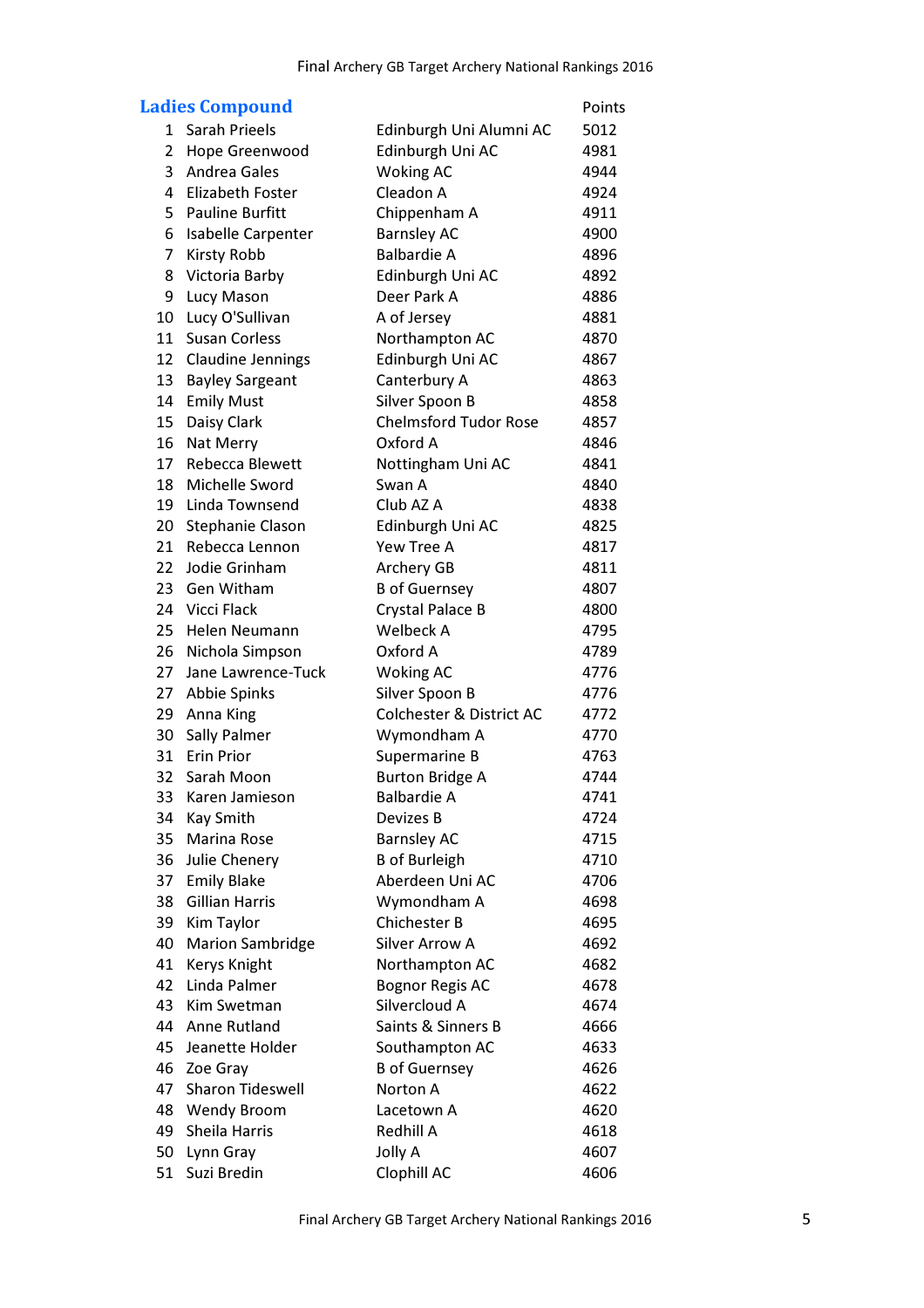## Ladies Compound

| | | | Points |
|---|---|---|---|
| 1 | Sarah Prieels | Edinburgh Uni Alumni AC | 5012 |
| 2 | Hope Greenwood | Edinburgh Uni AC | 4981 |
| 3 | Andrea Gales | Woking AC | 4944 |
| 4 | Elizabeth Foster | Cleadon A | 4924 |
| 5 | Pauline Burfitt | Chippenham A | 4911 |
| 6 | Isabelle Carpenter | Barnsley AC | 4900 |
| 7 | Kirsty Robb | Balbardie A | 4896 |
| 8 | Victoria Barby | Edinburgh Uni AC | 4892 |
| 9 | Lucy Mason | Deer Park A | 4886 |
| 10 | Lucy O'Sullivan | A of Jersey | 4881 |
| 11 | Susan Corless | Northampton AC | 4870 |
| 12 | Claudine Jennings | Edinburgh Uni AC | 4867 |
| 13 | Bayley Sargeant | Canterbury A | 4863 |
| 14 | Emily Must | Silver Spoon B | 4858 |
| 15 | Daisy Clark | Chelmsford Tudor Rose | 4857 |
| 16 | Nat Merry | Oxford A | 4846 |
| 17 | Rebecca Blewett | Nottingham Uni AC | 4841 |
| 18 | Michelle Sword | Swan A | 4840 |
| 19 | Linda Townsend | Club AZ A | 4838 |
| 20 | Stephanie Clason | Edinburgh Uni AC | 4825 |
| 21 | Rebecca Lennon | Yew Tree A | 4817 |
| 22 | Jodie Grinham | Archery GB | 4811 |
| 23 | Gen Witham | B of Guernsey | 4807 |
| 24 | Vicci Flack | Crystal Palace B | 4800 |
| 25 | Helen Neumann | Welbeck A | 4795 |
| 26 | Nichola Simpson | Oxford A | 4789 |
| 27 | Jane Lawrence-Tuck | Woking AC | 4776 |
| 27 | Abbie Spinks | Silver Spoon B | 4776 |
| 29 | Anna King | Colchester & District AC | 4772 |
| 30 | Sally Palmer | Wymondham A | 4770 |
| 31 | Erin Prior | Supermarine B | 4763 |
| 32 | Sarah Moon | Burton Bridge A | 4744 |
| 33 | Karen Jamieson | Balbardie A | 4741 |
| 34 | Kay Smith | Devizes B | 4724 |
| 35 | Marina Rose | Barnsley AC | 4715 |
| 36 | Julie Chenery | B of Burleigh | 4710 |
| 37 | Emily Blake | Aberdeen Uni AC | 4706 |
| 38 | Gillian Harris | Wymondham A | 4698 |
| 39 | Kim Taylor | Chichester B | 4695 |
| 40 | Marion Sambridge | Silver Arrow A | 4692 |
| 41 | Kerys Knight | Northampton AC | 4682 |
| 42 | Linda Palmer | Bognor Regis AC | 4678 |
| 43 | Kim Swetman | Silvercloud A | 4674 |
| 44 | Anne Rutland | Saints & Sinners B | 4666 |
| 45 | Jeanette Holder | Southampton AC | 4633 |
| 46 | Zoe Gray | B of Guernsey | 4626 |
| 47 | Sharon Tideswell | Norton A | 4622 |
| 48 | Wendy Broom | Lacetown A | 4620 |
| 49 | Sheila Harris | Redhill A | 4618 |
| 50 | Lynn Gray | Jolly A | 4607 |
| 51 | Suzi Bredin | Clophill AC | 4606 |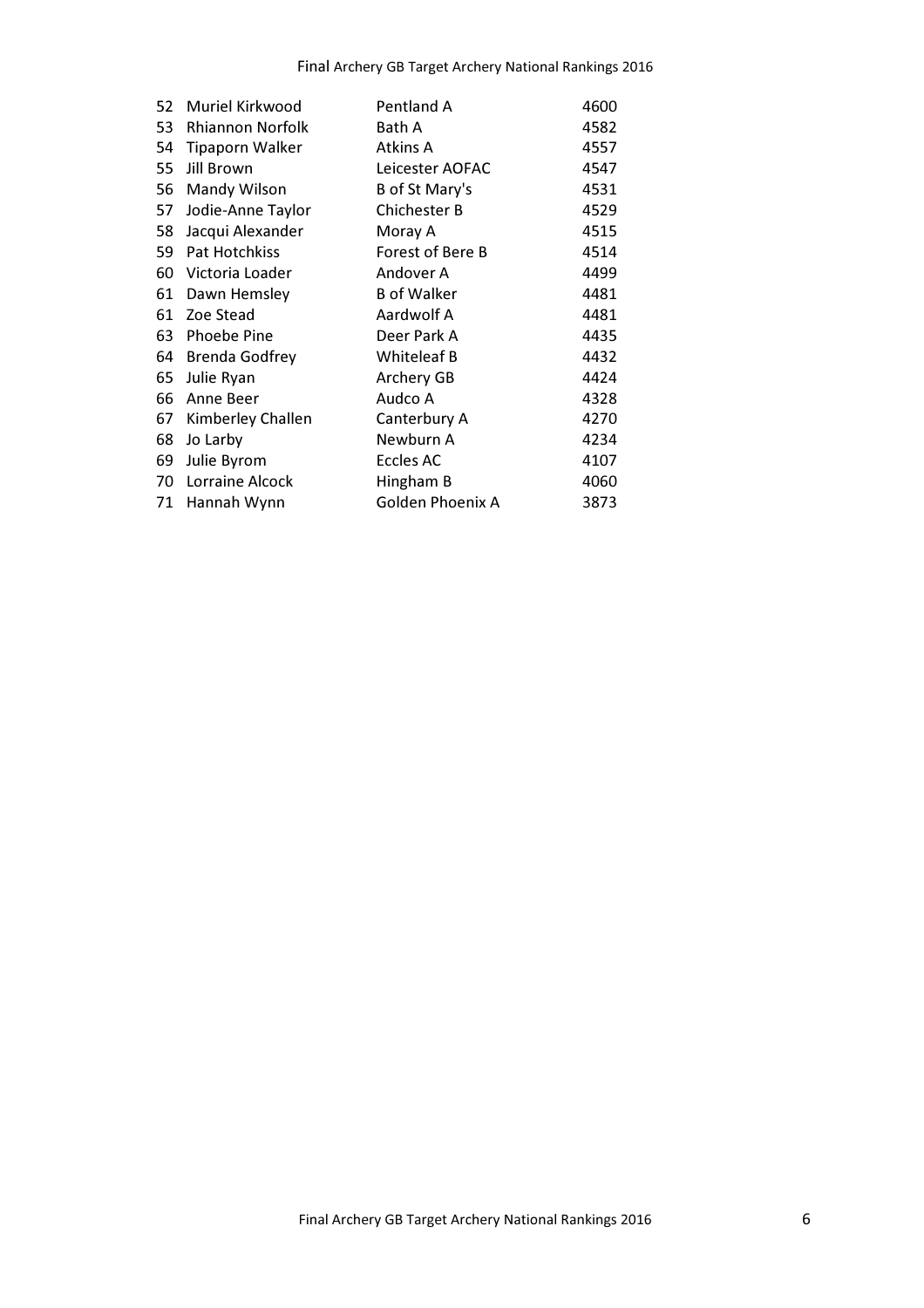| | | | |
|---|---|---|---|
| 52 | Muriel Kirkwood | Pentland A | 4600 |
| 53 | Rhiannon Norfolk | Bath A | 4582 |
| 54 | Tipaporn Walker | Atkins A | 4557 |
| 55 | Jill Brown | Leicester AOFAC | 4547 |
| 56 | Mandy Wilson | B of St Mary's | 4531 |
| 57 | Jodie-Anne Taylor | Chichester B | 4529 |
| 58 | Jacqui Alexander | Moray A | 4515 |
| 59 | Pat Hotchkiss | Forest of Bere B | 4514 |
| 60 | Victoria Loader | Andover A | 4499 |
| 61 | Dawn Hemsley | B of Walker | 4481 |
| 61 | Zoe Stead | Aardwolf A | 4481 |
| 63 | Phoebe Pine | Deer Park A | 4435 |
| 64 | Brenda Godfrey | Whiteleaf B | 4432 |
| 65 | Julie Ryan | Archery GB | 4424 |
| 66 | Anne Beer | Audco A | 4328 |
| 67 | Kimberley Challen | Canterbury A | 4270 |
| 68 | Jo Larby | Newburn A | 4234 |
| 69 | Julie Byrom | Eccles AC | 4107 |
| 70 | Lorraine Alcock | Hingham B | 4060 |
| 71 | Hannah Wynn | Golden Phoenix A | 3873 |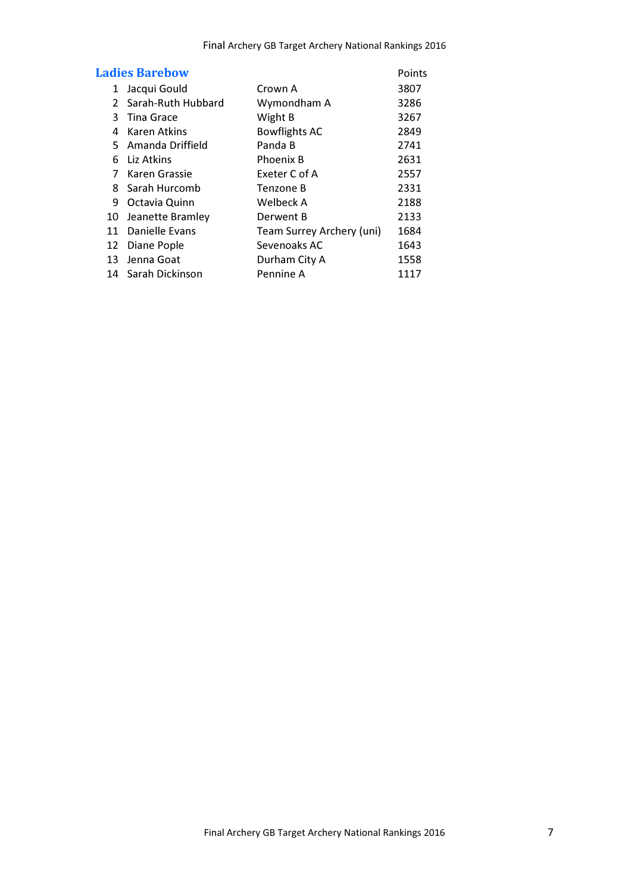## Ladies Barebow

| | | | Points |
|---|---|---|---|
| 1 | Jacqui Gould | Crown A | 3807 |
| 2 | Sarah-Ruth Hubbard | Wymondham A | 3286 |
| 3 | Tina Grace | Wight B | 3267 |
| 4 | Karen Atkins | Bowflights AC | 2849 |
| 5 | Amanda Driffield | Panda B | 2741 |
| 6 | Liz Atkins | Phoenix B | 2631 |
| 7 | Karen Grassie | Exeter C of A | 2557 |
| 8 | Sarah Hurcomb | Tenzone B | 2331 |
| 9 | Octavia Quinn | Welbeck A | 2188 |
| 10 | Jeanette Bramley | Derwent B | 2133 |
| 11 | Danielle Evans | Team Surrey Archery (uni) | 1684 |
| 12 | Diane Pople | Sevenoaks AC | 1643 |
| 13 | Jenna Goat | Durham City A | 1558 |
| 14 | Sarah Dickinson | Pennine A | 1117 |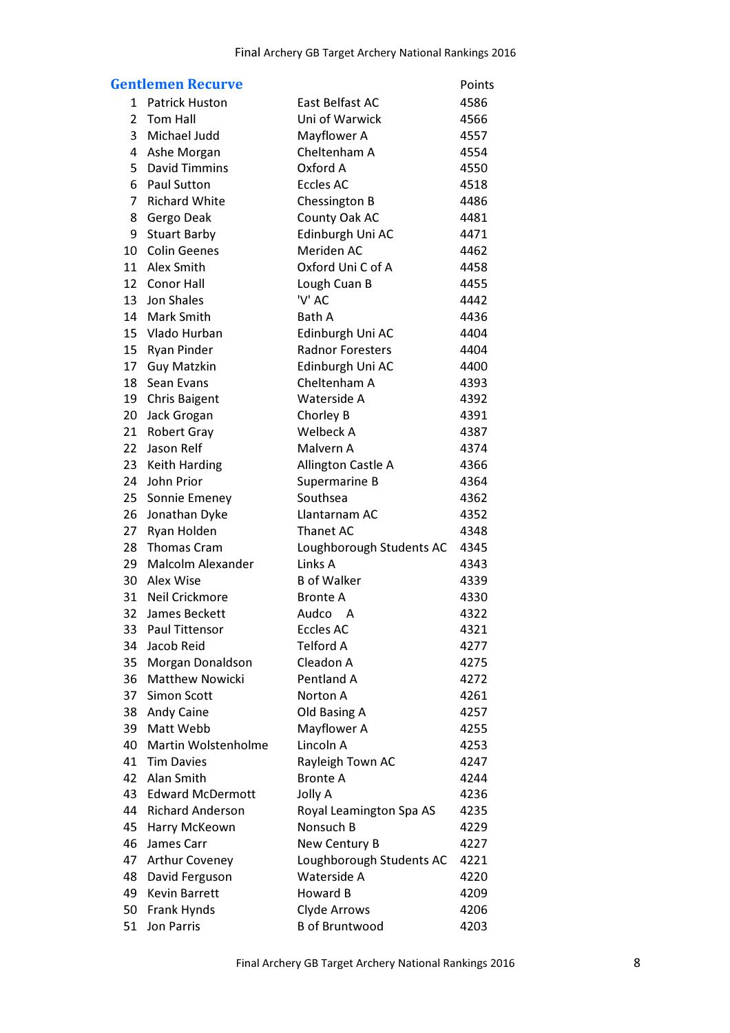## Gentlemen Recurve

| | | | Points |
|---|---|---|---|
| 1 | Patrick Huston | East Belfast AC | 4586 |
| 2 | Tom Hall | Uni of Warwick | 4566 |
| 3 | Michael Judd | Mayflower A | 4557 |
| 4 | Ashe Morgan | Cheltenham A | 4554 |
| 5 | David Timmins | Oxford A | 4550 |
| 6 | Paul Sutton | Eccles AC | 4518 |
| 7 | Richard White | Chessington B | 4486 |
| 8 | Gergo Deak | County Oak AC | 4481 |
| 9 | Stuart Barby | Edinburgh Uni AC | 4471 |
| 10 | Colin Geenes | Meriden AC | 4462 |
| 11 | Alex Smith | Oxford Uni C of A | 4458 |
| 12 | Conor Hall | Lough Cuan B | 4455 |
| 13 | Jon Shales | 'V' AC | 4442 |
| 14 | Mark Smith | Bath A | 4436 |
| 15 | Vlado Hurban | Edinburgh Uni AC | 4404 |
| 15 | Ryan Pinder | Radnor Foresters | 4404 |
| 17 | Guy Matzkin | Edinburgh Uni AC | 4400 |
| 18 | Sean Evans | Cheltenham A | 4393 |
| 19 | Chris Baigent | Waterside A | 4392 |
| 20 | Jack Grogan | Chorley B | 4391 |
| 21 | Robert Gray | Welbeck A | 4387 |
| 22 | Jason Relf | Malvern A | 4374 |
| 23 | Keith Harding | Allington Castle A | 4366 |
| 24 | John Prior | Supermarine B | 4364 |
| 25 | Sonnie Emeney | Southsea | 4362 |
| 26 | Jonathan Dyke | Llantarnam AC | 4352 |
| 27 | Ryan Holden | Thanet AC | 4348 |
| 28 | Thomas Cram | Loughborough Students AC | 4345 |
| 29 | Malcolm Alexander | Links A | 4343 |
| 30 | Alex Wise | B of Walker | 4339 |
| 31 | Neil Crickmore | Bronte A | 4330 |
| 32 | James Beckett | Audco A | 4322 |
| 33 | Paul Tittensor | Eccles AC | 4321 |
| 34 | Jacob Reid | Telford A | 4277 |
| 35 | Morgan Donaldson | Cleadon A | 4275 |
| 36 | Matthew Nowicki | Pentland A | 4272 |
| 37 | Simon Scott | Norton A | 4261 |
| 38 | Andy Caine | Old Basing A | 4257 |
| 39 | Matt Webb | Mayflower A | 4255 |
| 40 | Martin Wolstenholme | Lincoln A | 4253 |
| 41 | Tim Davies | Rayleigh Town AC | 4247 |
| 42 | Alan Smith | Bronte A | 4244 |
| 43 | Edward McDermott | Jolly A | 4236 |
| 44 | Richard Anderson | Royal Leamington Spa AS | 4235 |
| 45 | Harry McKeown | Nonsuch B | 4229 |
| 46 | James Carr | New Century B | 4227 |
| 47 | Arthur Coveney | Loughborough Students AC | 4221 |
| 48 | David Ferguson | Waterside A | 4220 |
| 49 | Kevin Barrett | Howard B | 4209 |
| 50 | Frank Hynds | Clyde Arrows | 4206 |
| 51 | Jon Parris | B of Bruntwood | 4203 |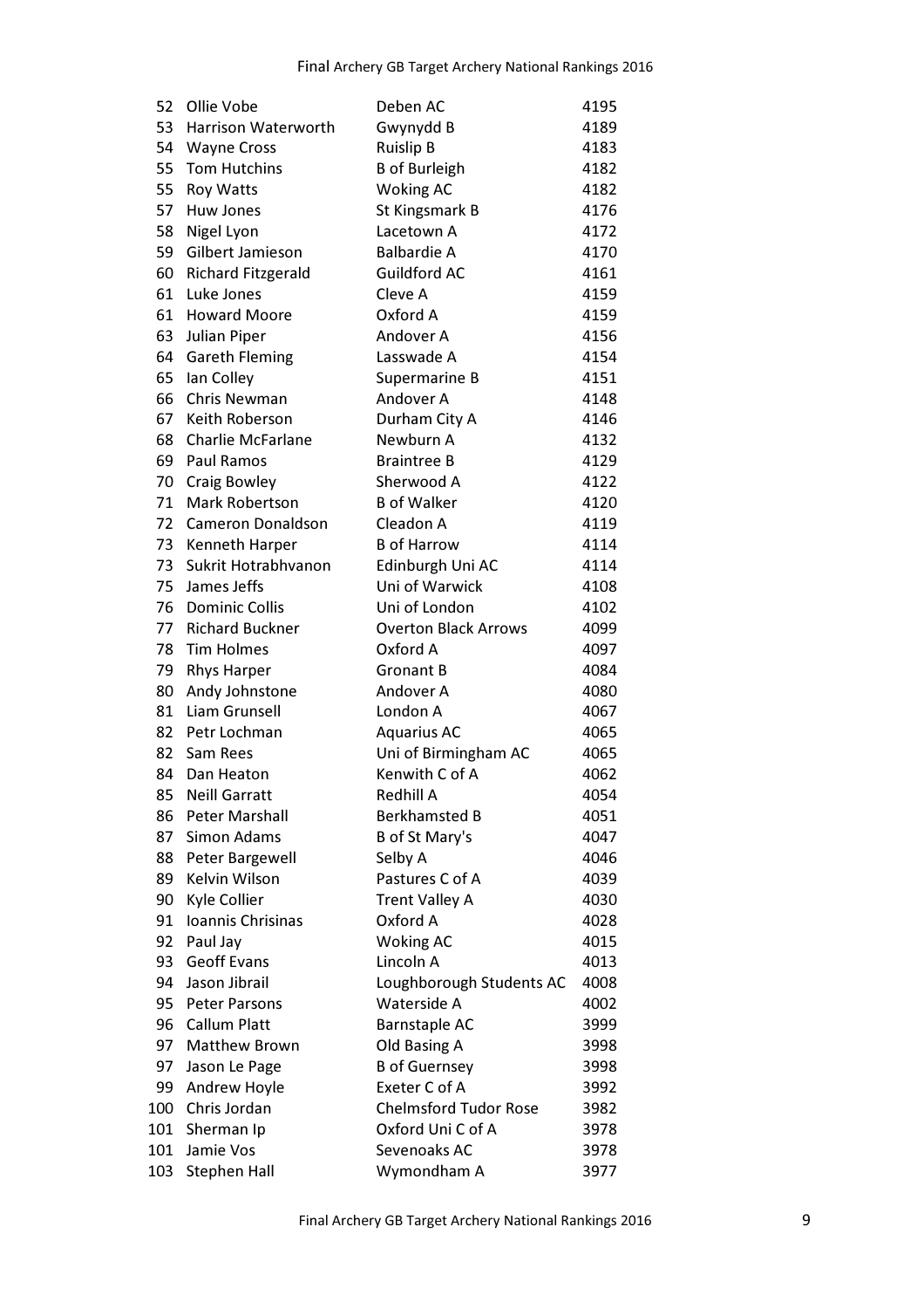| | | | |
|---|---|---|---|
| 52 | Ollie Vobe | Deben AC | 4195 |
| 53 | Harrison Waterworth | Gwynydd B | 4189 |
| 54 | Wayne Cross | Ruislip B | 4183 |
| 55 | Tom Hutchins | B of Burleigh | 4182 |
| 55 | Roy Watts | Woking AC | 4182 |
| 57 | Huw Jones | St Kingsmark B | 4176 |
| 58 | Nigel Lyon | Lacetown A | 4172 |
| 59 | Gilbert Jamieson | Balbardie A | 4170 |
| 60 | Richard Fitzgerald | Guildford AC | 4161 |
| 61 | Luke Jones | Cleve A | 4159 |
| 61 | Howard Moore | Oxford A | 4159 |
| 63 | Julian Piper | Andover A | 4156 |
| 64 | Gareth Fleming | Lasswade A | 4154 |
| 65 | Ian Colley | Supermarine B | 4151 |
| 66 | Chris Newman | Andover A | 4148 |
| 67 | Keith Roberson | Durham City A | 4146 |
| 68 | Charlie McFarlane | Newburn A | 4132 |
| 69 | Paul Ramos | Braintree B | 4129 |
| 70 | Craig Bowley | Sherwood A | 4122 |
| 71 | Mark Robertson | B of Walker | 4120 |
| 72 | Cameron Donaldson | Cleadon A | 4119 |
| 73 | Kenneth Harper | B of Harrow | 4114 |
| 73 | Sukrit Hotrabhvanon | Edinburgh Uni AC | 4114 |
| 75 | James Jeffs | Uni of Warwick | 4108 |
| 76 | Dominic Collis | Uni of London | 4102 |
| 77 | Richard Buckner | Overton Black Arrows | 4099 |
| 78 | Tim Holmes | Oxford A | 4097 |
| 79 | Rhys Harper | Gronant B | 4084 |
| 80 | Andy Johnstone | Andover A | 4080 |
| 81 | Liam Grunsell | London A | 4067 |
| 82 | Petr Lochman | Aquarius AC | 4065 |
| 82 | Sam Rees | Uni of Birmingham AC | 4065 |
| 84 | Dan Heaton | Kenwith C of A | 4062 |
| 85 | Neill Garratt | Redhill A | 4054 |
| 86 | Peter Marshall | Berkhamsted B | 4051 |
| 87 | Simon Adams | B of St Mary's | 4047 |
| 88 | Peter Bargewell | Selby A | 4046 |
| 89 | Kelvin Wilson | Pastures C of A | 4039 |
| 90 | Kyle Collier | Trent Valley A | 4030 |
| 91 | Ioannis Chrisinas | Oxford A | 4028 |
| 92 | Paul Jay | Woking AC | 4015 |
| 93 | Geoff Evans | Lincoln A | 4013 |
| 94 | Jason Jibrail | Loughborough Students AC | 4008 |
| 95 | Peter Parsons | Waterside A | 4002 |
| 96 | Callum Platt | Barnstaple AC | 3999 |
| 97 | Matthew Brown | Old Basing A | 3998 |
| 97 | Jason Le Page | B of Guernsey | 3998 |
| 99 | Andrew Hoyle | Exeter C of A | 3992 |
| 100 | Chris Jordan | Chelmsford Tudor Rose | 3982 |
| 101 | Sherman Ip | Oxford Uni C of A | 3978 |
| 101 | Jamie Vos | Sevenoaks AC | 3978 |
| 103 | Stephen Hall | Wymondham A | 3977 |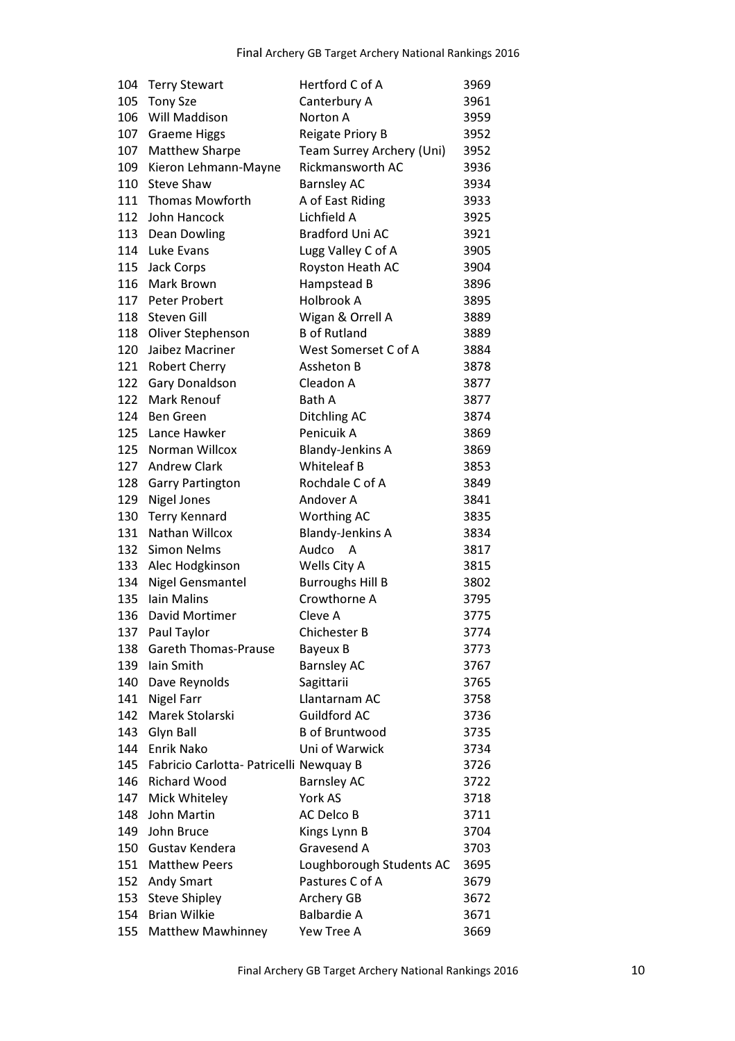| | | | |
|---|---|---|---|
| 104 | Terry Stewart | Hertford C of A | 3969 |
| 105 | Tony Sze | Canterbury A | 3961 |
| 106 | Will Maddison | Norton A | 3959 |
| 107 | Graeme Higgs | Reigate Priory B | 3952 |
| 107 | Matthew Sharpe | Team Surrey Archery (Uni) | 3952 |
| 109 | Kieron Lehmann-Mayne | Rickmansworth AC | 3936 |
| 110 | Steve Shaw | Barnsley AC | 3934 |
| 111 | Thomas Mowforth | A of East Riding | 3933 |
| 112 | John Hancock | Lichfield A | 3925 |
| 113 | Dean Dowling | Bradford Uni AC | 3921 |
| 114 | Luke Evans | Lugg Valley C of A | 3905 |
| 115 | Jack Corps | Royston Heath AC | 3904 |
| 116 | Mark Brown | Hampstead B | 3896 |
| 117 | Peter Probert | Holbrook A | 3895 |
| 118 | Steven Gill | Wigan & Orrell A | 3889 |
| 118 | Oliver Stephenson | B of Rutland | 3889 |
| 120 | Jaibez Macriner | West Somerset C of A | 3884 |
| 121 | Robert Cherry | Assheton B | 3878 |
| 122 | Gary Donaldson | Cleadon A | 3877 |
| 122 | Mark Renouf | Bath A | 3877 |
| 124 | Ben Green | Ditchling AC | 3874 |
| 125 | Lance Hawker | Penicuik A | 3869 |
| 125 | Norman Willcox | Blandy-Jenkins A | 3869 |
| 127 | Andrew Clark | Whiteleaf B | 3853 |
| 128 | Garry Partington | Rochdale C of A | 3849 |
| 129 | Nigel Jones | Andover A | 3841 |
| 130 | Terry Kennard | Worthing AC | 3835 |
| 131 | Nathan Willcox | Blandy-Jenkins A | 3834 |
| 132 | Simon Nelms | Audco A | 3817 |
| 133 | Alec Hodgkinson | Wells City A | 3815 |
| 134 | Nigel Gensmantel | Burroughs Hill B | 3802 |
| 135 | Iain Malins | Crowthorne A | 3795 |
| 136 | David Mortimer | Cleve A | 3775 |
| 137 | Paul Taylor | Chichester B | 3774 |
| 138 | Gareth Thomas-Prause | Bayeux B | 3773 |
| 139 | Iain Smith | Barnsley AC | 3767 |
| 140 | Dave Reynolds | Sagittarii | 3765 |
| 141 | Nigel Farr | Llantarnam AC | 3758 |
| 142 | Marek Stolarski | Guildford AC | 3736 |
| 143 | Glyn Ball | B of Bruntwood | 3735 |
| 144 | Enrik Nako | Uni of Warwick | 3734 |
| 145 | Fabricio Carlotta- Patricelli | Newquay B | 3726 |
| 146 | Richard Wood | Barnsley AC | 3722 |
| 147 | Mick Whiteley | York AS | 3718 |
| 148 | John Martin | AC Delco B | 3711 |
| 149 | John Bruce | Kings Lynn B | 3704 |
| 150 | Gustav Kendera | Gravesend A | 3703 |
| 151 | Matthew Peers | Loughborough Students AC | 3695 |
| 152 | Andy Smart | Pastures C of A | 3679 |
| 153 | Steve Shipley | Archery GB | 3672 |
| 154 | Brian Wilkie | Balbardie A | 3671 |
| 155 | Matthew Mawhinney | Yew Tree A | 3669 |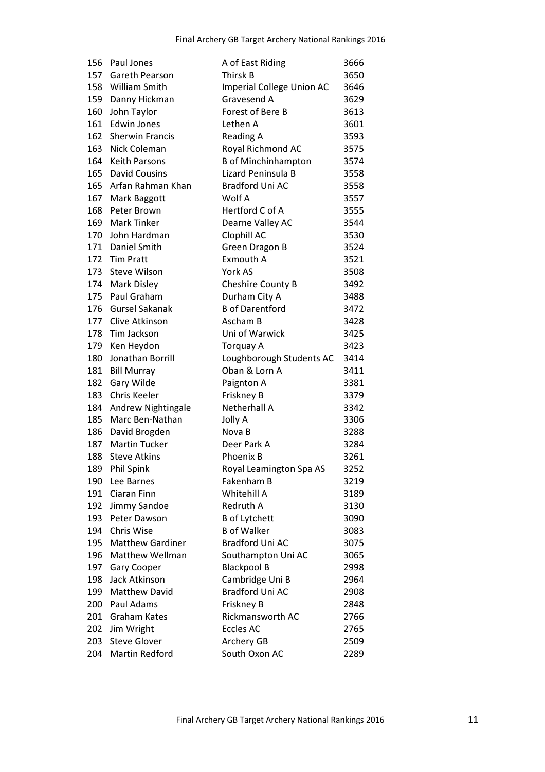| | | | |
|---|---|---|---|
| 156 | Paul Jones | A of East Riding | 3666 |
| 157 | Gareth Pearson | Thirsk B | 3650 |
| 158 | William Smith | Imperial College Union AC | 3646 |
| 159 | Danny Hickman | Gravesend A | 3629 |
| 160 | John Taylor | Forest of Bere B | 3613 |
| 161 | Edwin Jones | Lethen A | 3601 |
| 162 | Sherwin Francis | Reading A | 3593 |
| 163 | Nick Coleman | Royal Richmond AC | 3575 |
| 164 | Keith Parsons | B of Minchinhampton | 3574 |
| 165 | David Cousins | Lizard Peninsula B | 3558 |
| 165 | Arfan Rahman Khan | Bradford Uni AC | 3558 |
| 167 | Mark Baggott | Wolf A | 3557 |
| 168 | Peter Brown | Hertford C of A | 3555 |
| 169 | Mark Tinker | Dearne Valley AC | 3544 |
| 170 | John Hardman | Clophill AC | 3530 |
| 171 | Daniel Smith | Green Dragon B | 3524 |
| 172 | Tim Pratt | Exmouth A | 3521 |
| 173 | Steve Wilson | York AS | 3508 |
| 174 | Mark Disley | Cheshire County B | 3492 |
| 175 | Paul Graham | Durham City A | 3488 |
| 176 | Gursel Sakanak | B of Darentford | 3472 |
| 177 | Clive Atkinson | Ascham B | 3428 |
| 178 | Tim Jackson | Uni of Warwick | 3425 |
| 179 | Ken Heydon | Torquay A | 3423 |
| 180 | Jonathan Borrill | Loughborough Students AC | 3414 |
| 181 | Bill Murray | Oban & Lorn A | 3411 |
| 182 | Gary Wilde | Paignton A | 3381 |
| 183 | Chris Keeler | Friskney B | 3379 |
| 184 | Andrew Nightingale | Netherhall A | 3342 |
| 185 | Marc Ben-Nathan | Jolly A | 3306 |
| 186 | David Brogden | Nova B | 3288 |
| 187 | Martin Tucker | Deer Park A | 3284 |
| 188 | Steve Atkins | Phoenix B | 3261 |
| 189 | Phil Spink | Royal Leamington Spa AS | 3252 |
| 190 | Lee Barnes | Fakenham B | 3219 |
| 191 | Ciaran Finn | Whitehill A | 3189 |
| 192 | Jimmy Sandoe | Redruth A | 3130 |
| 193 | Peter Dawson | B of Lytchett | 3090 |
| 194 | Chris Wise | B of Walker | 3083 |
| 195 | Matthew Gardiner | Bradford Uni AC | 3075 |
| 196 | Matthew Wellman | Southampton Uni AC | 3065 |
| 197 | Gary Cooper | Blackpool B | 2998 |
| 198 | Jack Atkinson | Cambridge Uni B | 2964 |
| 199 | Matthew David | Bradford Uni AC | 2908 |
| 200 | Paul Adams | Friskney B | 2848 |
| 201 | Graham Kates | Rickmansworth AC | 2766 |
| 202 | Jim Wright | Eccles AC | 2765 |
| 203 | Steve Glover | Archery GB | 2509 |
| 204 | Martin Redford | South Oxon AC | 2289 |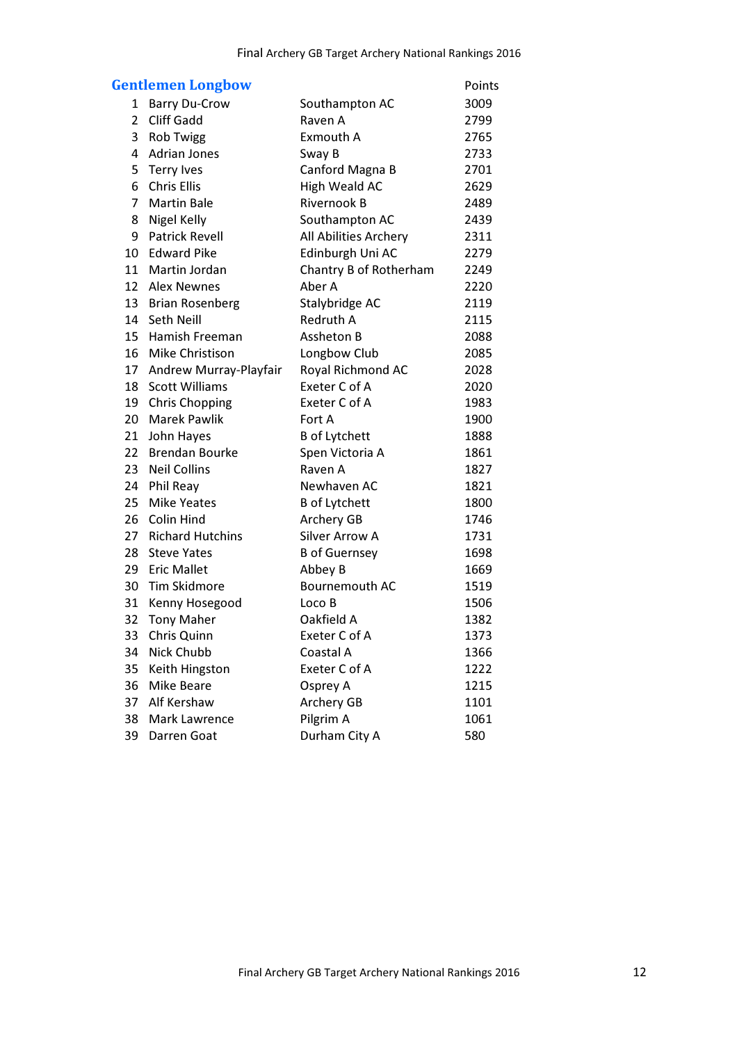## Gentlemen Longbow

| | | | Points |
|---|---|---|---|
| 1 | Barry Du-Crow | Southampton AC | 3009 |
| 2 | Cliff Gadd | Raven A | 2799 |
| 3 | Rob Twigg | Exmouth A | 2765 |
| 4 | Adrian Jones | Sway B | 2733 |
| 5 | Terry Ives | Canford Magna B | 2701 |
| 6 | Chris Ellis | High Weald AC | 2629 |
| 7 | Martin Bale | Rivernook B | 2489 |
| 8 | Nigel Kelly | Southampton AC | 2439 |
| 9 | Patrick Revell | All Abilities Archery | 2311 |
| 10 | Edward Pike | Edinburgh Uni AC | 2279 |
| 11 | Martin Jordan | Chantry B of Rotherham | 2249 |
| 12 | Alex Newnes | Aber A | 2220 |
| 13 | Brian Rosenberg | Stalybridge AC | 2119 |
| 14 | Seth Neill | Redruth A | 2115 |
| 15 | Hamish Freeman | Assheton B | 2088 |
| 16 | Mike Christison | Longbow Club | 2085 |
| 17 | Andrew Murray-Playfair | Royal Richmond AC | 2028 |
| 18 | Scott Williams | Exeter C of A | 2020 |
| 19 | Chris Chopping | Exeter C of A | 1983 |
| 20 | Marek Pawlik | Fort A | 1900 |
| 21 | John Hayes | B of Lytchett | 1888 |
| 22 | Brendan Bourke | Spen Victoria A | 1861 |
| 23 | Neil Collins | Raven A | 1827 |
| 24 | Phil Reay | Newhaven AC | 1821 |
| 25 | Mike Yeates | B of Lytchett | 1800 |
| 26 | Colin Hind | Archery GB | 1746 |
| 27 | Richard Hutchins | Silver Arrow A | 1731 |
| 28 | Steve Yates | B of Guernsey | 1698 |
| 29 | Eric Mallet | Abbey B | 1669 |
| 30 | Tim Skidmore | Bournemouth AC | 1519 |
| 31 | Kenny Hosegood | Loco B | 1506 |
| 32 | Tony Maher | Oakfield A | 1382 |
| 33 | Chris Quinn | Exeter C of A | 1373 |
| 34 | Nick Chubb | Coastal A | 1366 |
| 35 | Keith Hingston | Exeter C of A | 1222 |
| 36 | Mike Beare | Osprey A | 1215 |
| 37 | Alf Kershaw | Archery GB | 1101 |
| 38 | Mark Lawrence | Pilgrim A | 1061 |
| 39 | Darren Goat | Durham City A | 580 |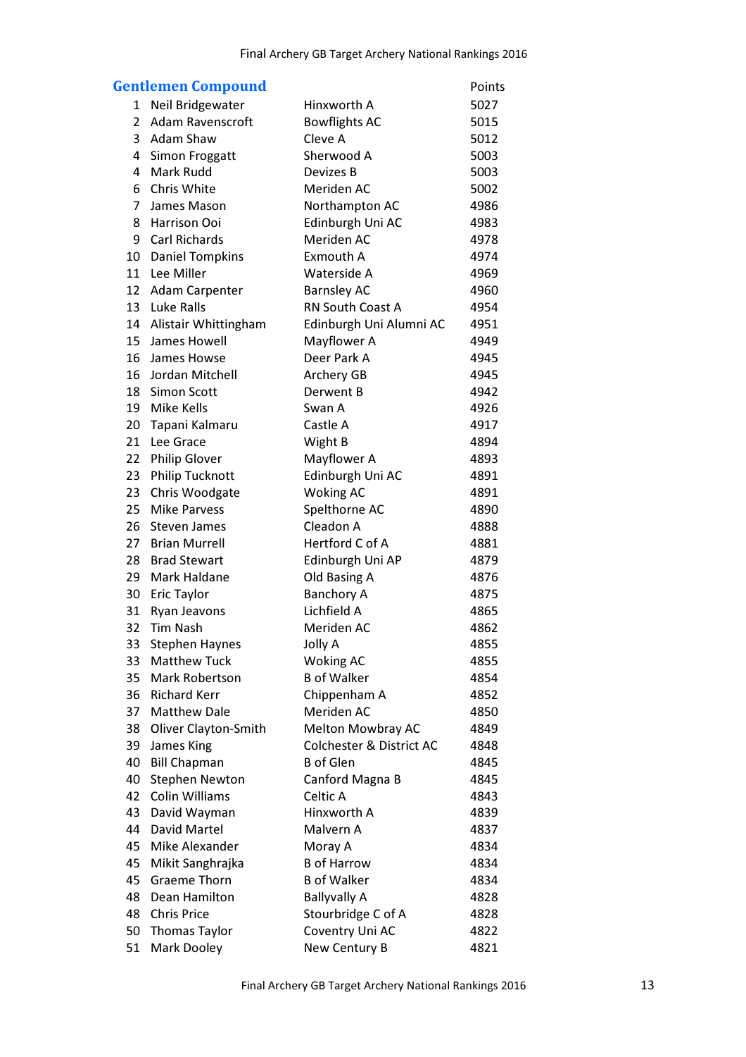## Gentlemen Compound

| | | | Points |
|---|---|---|---|
| 1 | Neil Bridgewater | Hinxworth A | 5027 |
| 2 | Adam Ravenscroft | Bowflights AC | 5015 |
| 3 | Adam Shaw | Cleve A | 5012 |
| 4 | Simon Froggatt | Sherwood A | 5003 |
| 4 | Mark Rudd | Devizes B | 5003 |
| 6 | Chris White | Meriden AC | 5002 |
| 7 | James Mason | Northampton AC | 4986 |
| 8 | Harrison Ooi | Edinburgh Uni AC | 4983 |
| 9 | Carl Richards | Meriden AC | 4978 |
| 10 | Daniel Tompkins | Exmouth A | 4974 |
| 11 | Lee Miller | Waterside A | 4969 |
| 12 | Adam Carpenter | Barnsley AC | 4960 |
| 13 | Luke Ralls | RN South Coast A | 4954 |
| 14 | Alistair Whittingham | Edinburgh Uni Alumni AC | 4951 |
| 15 | James Howell | Mayflower A | 4949 |
| 16 | James Howse | Deer Park A | 4945 |
| 16 | Jordan Mitchell | Archery GB | 4945 |
| 18 | Simon Scott | Derwent B | 4942 |
| 19 | Mike Kells | Swan A | 4926 |
| 20 | Tapani Kalmaru | Castle A | 4917 |
| 21 | Lee Grace | Wight B | 4894 |
| 22 | Philip Glover | Mayflower A | 4893 |
| 23 | Philip Tucknott | Edinburgh Uni AC | 4891 |
| 23 | Chris Woodgate | Woking AC | 4891 |
| 25 | Mike Parvess | Spelthorne AC | 4890 |
| 26 | Steven James | Cleadon A | 4888 |
| 27 | Brian Murrell | Hertford C of A | 4881 |
| 28 | Brad Stewart | Edinburgh Uni AP | 4879 |
| 29 | Mark Haldane | Old Basing A | 4876 |
| 30 | Eric Taylor | Banchory A | 4875 |
| 31 | Ryan Jeavons | Lichfield A | 4865 |
| 32 | Tim Nash | Meriden AC | 4862 |
| 33 | Stephen Haynes | Jolly A | 4855 |
| 33 | Matthew Tuck | Woking AC | 4855 |
| 35 | Mark Robertson | B of Walker | 4854 |
| 36 | Richard Kerr | Chippenham A | 4852 |
| 37 | Matthew Dale | Meriden AC | 4850 |
| 38 | Oliver Clayton-Smith | Melton Mowbray AC | 4849 |
| 39 | James King | Colchester & District AC | 4848 |
| 40 | Bill Chapman | B of Glen | 4845 |
| 40 | Stephen Newton | Canford Magna B | 4845 |
| 42 | Colin Williams | Celtic A | 4843 |
| 43 | David Wayman | Hinxworth A | 4839 |
| 44 | David Martel | Malvern A | 4837 |
| 45 | Mike Alexander | Moray A | 4834 |
| 45 | Mikit Sanghrajka | B of Harrow | 4834 |
| 45 | Graeme Thorn | B of Walker | 4834 |
| 48 | Dean Hamilton | Ballyvally A | 4828 |
| 48 | Chris Price | Stourbridge C of A | 4828 |
| 50 | Thomas Taylor | Coventry Uni AC | 4822 |
| 51 | Mark Dooley | New Century B | 4821 |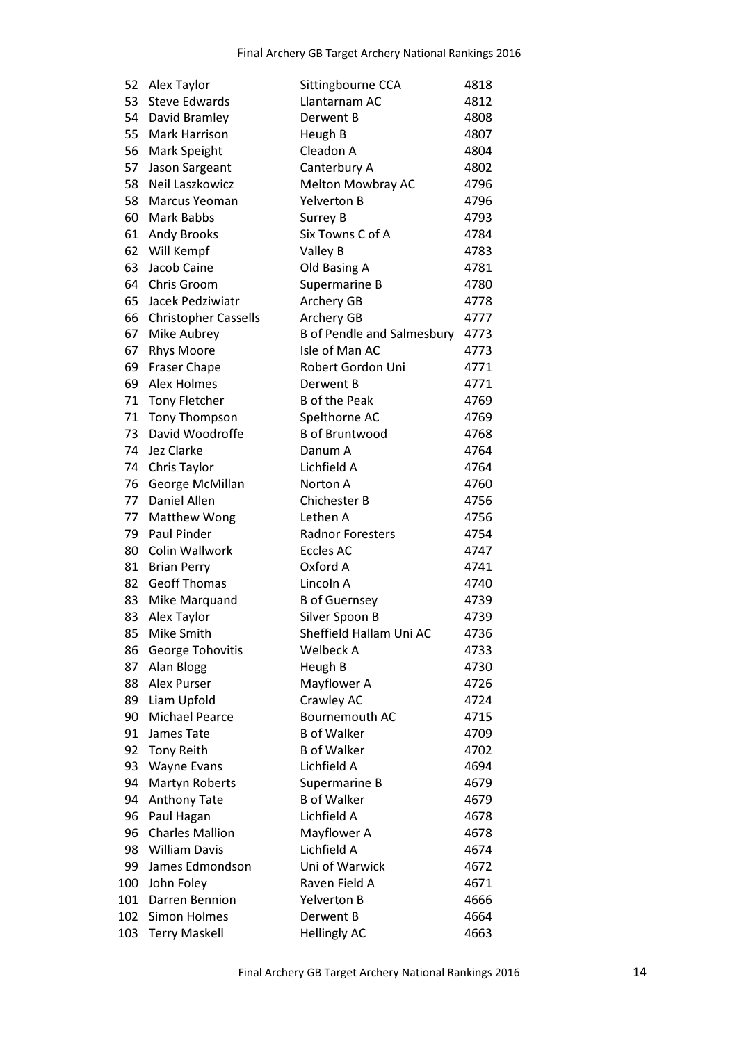| | | | |
|---|---|---|---|
| 52 | Alex Taylor | Sittingbourne CCA | 4818 |
| 53 | Steve Edwards | Llantarnam AC | 4812 |
| 54 | David Bramley | Derwent B | 4808 |
| 55 | Mark Harrison | Heugh B | 4807 |
| 56 | Mark Speight | Cleadon A | 4804 |
| 57 | Jason Sargeant | Canterbury A | 4802 |
| 58 | Neil Laszkowicz | Melton Mowbray AC | 4796 |
| 58 | Marcus Yeoman | Yelverton B | 4796 |
| 60 | Mark Babbs | Surrey B | 4793 |
| 61 | Andy Brooks | Six Towns C of A | 4784 |
| 62 | Will Kempf | Valley B | 4783 |
| 63 | Jacob Caine | Old Basing A | 4781 |
| 64 | Chris Groom | Supermarine B | 4780 |
| 65 | Jacek Pedziwiatr | Archery GB | 4778 |
| 66 | Christopher Cassells | Archery GB | 4777 |
| 67 | Mike Aubrey | B of Pendle and Salmesbury | 4773 |
| 67 | Rhys Moore | Isle of Man AC | 4773 |
| 69 | Fraser Chape | Robert Gordon Uni | 4771 |
| 69 | Alex Holmes | Derwent B | 4771 |
| 71 | Tony Fletcher | B of the Peak | 4769 |
| 71 | Tony Thompson | Spelthorne AC | 4769 |
| 73 | David Woodroffe | B of Bruntwood | 4768 |
| 74 | Jez Clarke | Danum A | 4764 |
| 74 | Chris Taylor | Lichfield A | 4764 |
| 76 | George McMillan | Norton A | 4760 |
| 77 | Daniel Allen | Chichester B | 4756 |
| 77 | Matthew Wong | Lethen A | 4756 |
| 79 | Paul Pinder | Radnor Foresters | 4754 |
| 80 | Colin Wallwork | Eccles AC | 4747 |
| 81 | Brian Perry | Oxford A | 4741 |
| 82 | Geoff Thomas | Lincoln A | 4740 |
| 83 | Mike Marquand | B of Guernsey | 4739 |
| 83 | Alex Taylor | Silver Spoon B | 4739 |
| 85 | Mike Smith | Sheffield Hallam Uni AC | 4736 |
| 86 | George Tohovitis | Welbeck A | 4733 |
| 87 | Alan Blogg | Heugh B | 4730 |
| 88 | Alex Purser | Mayflower A | 4726 |
| 89 | Liam Upfold | Crawley AC | 4724 |
| 90 | Michael Pearce | Bournemouth AC | 4715 |
| 91 | James Tate | B of Walker | 4709 |
| 92 | Tony Reith | B of Walker | 4702 |
| 93 | Wayne Evans | Lichfield A | 4694 |
| 94 | Martyn Roberts | Supermarine B | 4679 |
| 94 | Anthony Tate | B of Walker | 4679 |
| 96 | Paul Hagan | Lichfield A | 4678 |
| 96 | Charles Mallion | Mayflower A | 4678 |
| 98 | William Davis | Lichfield A | 4674 |
| 99 | James Edmondson | Uni of Warwick | 4672 |
| 100 | John Foley | Raven Field A | 4671 |
| 101 | Darren Bennion | Yelverton B | 4666 |
| 102 | Simon Holmes | Derwent B | 4664 |
| 103 | Terry Maskell | Hellingly AC | 4663 |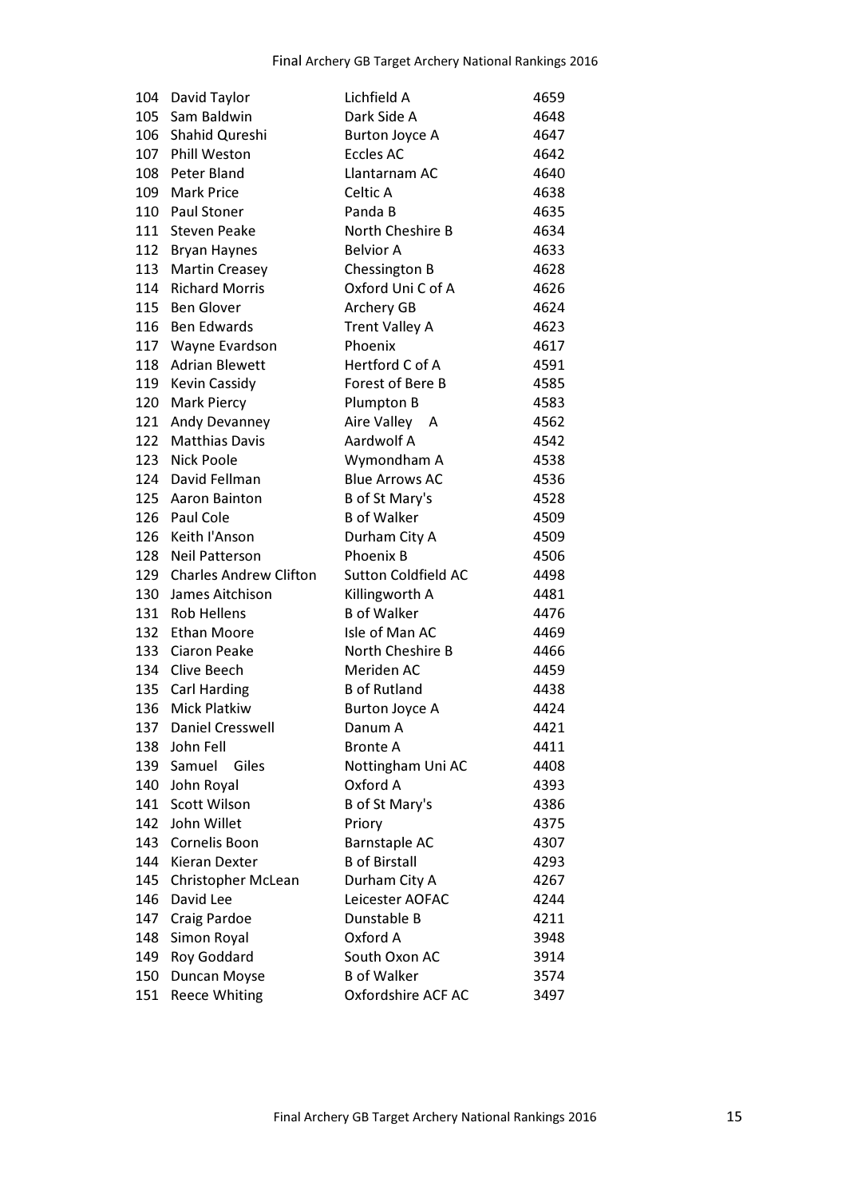| | | | |
|---|---|---|---|
| 104 | David Taylor | Lichfield A | 4659 |
| 105 | Sam Baldwin | Dark Side A | 4648 |
| 106 | Shahid Qureshi | Burton Joyce A | 4647 |
| 107 | Phill Weston | Eccles AC | 4642 |
| 108 | Peter Bland | Llantarnam AC | 4640 |
| 109 | Mark Price | Celtic A | 4638 |
| 110 | Paul Stoner | Panda B | 4635 |
| 111 | Steven Peake | North Cheshire B | 4634 |
| 112 | Bryan Haynes | Belvior A | 4633 |
| 113 | Martin Creasey | Chessington B | 4628 |
| 114 | Richard Morris | Oxford Uni C of A | 4626 |
| 115 | Ben Glover | Archery GB | 4624 |
| 116 | Ben Edwards | Trent Valley A | 4623 |
| 117 | Wayne Evardson | Phoenix | 4617 |
| 118 | Adrian Blewett | Hertford C of A | 4591 |
| 119 | Kevin Cassidy | Forest of Bere B | 4585 |
| 120 | Mark Piercy | Plumpton B | 4583 |
| 121 | Andy Devanney | Aire Valley A | 4562 |
| 122 | Matthias Davis | Aardwolf A | 4542 |
| 123 | Nick Poole | Wymondham A | 4538 |
| 124 | David Fellman | Blue Arrows AC | 4536 |
| 125 | Aaron Bainton | B of St Mary's | 4528 |
| 126 | Paul Cole | B of Walker | 4509 |
| 126 | Keith I'Anson | Durham City A | 4509 |
| 128 | Neil Patterson | Phoenix B | 4506 |
| 129 | Charles Andrew Clifton | Sutton Coldfield AC | 4498 |
| 130 | James Aitchison | Killingworth A | 4481 |
| 131 | Rob Hellens | B of Walker | 4476 |
| 132 | Ethan Moore | Isle of Man AC | 4469 |
| 133 | Ciaron Peake | North Cheshire B | 4466 |
| 134 | Clive Beech | Meriden AC | 4459 |
| 135 | Carl Harding | B of Rutland | 4438 |
| 136 | Mick Platkiw | Burton Joyce A | 4424 |
| 137 | Daniel Cresswell | Danum A | 4421 |
| 138 | John Fell | Bronte A | 4411 |
| 139 | Samuel Giles | Nottingham Uni AC | 4408 |
| 140 | John Royal | Oxford A | 4393 |
| 141 | Scott Wilson | B of St Mary's | 4386 |
| 142 | John Willet | Priory | 4375 |
| 143 | Cornelis Boon | Barnstaple AC | 4307 |
| 144 | Kieran Dexter | B of Birstall | 4293 |
| 145 | Christopher McLean | Durham City A | 4267 |
| 146 | David Lee | Leicester AOFAC | 4244 |
| 147 | Craig Pardoe | Dunstable B | 4211 |
| 148 | Simon Royal | Oxford A | 3948 |
| 149 | Roy Goddard | South Oxon AC | 3914 |
| 150 | Duncan Moyse | B of Walker | 3574 |
| 151 | Reece Whiting | Oxfordshire ACF AC | 3497 |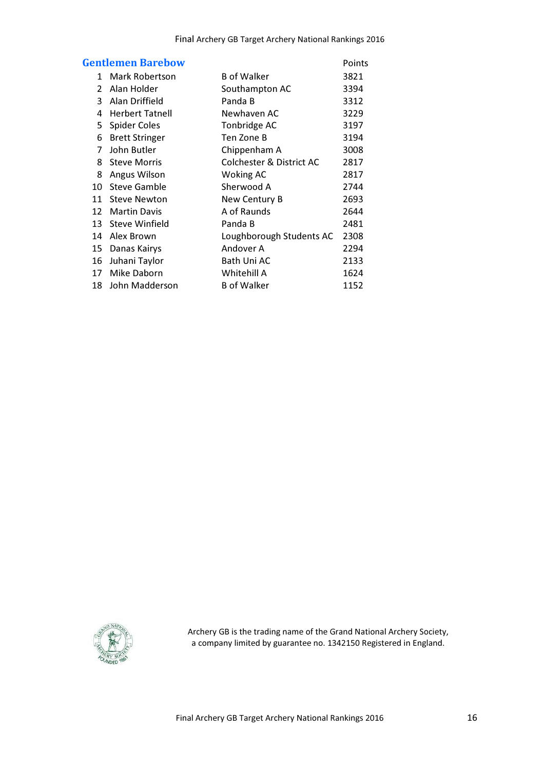## Gentlemen Barebow

| | | | Points |
|---|---|---|---|
| 1 | Mark Robertson | B of Walker | 3821 |
| 2 | Alan Holder | Southampton AC | 3394 |
| 3 | Alan Driffield | Panda B | 3312 |
| 4 | Herbert Tatnell | Newhaven AC | 3229 |
| 5 | Spider Coles | Tonbridge AC | 3197 |
| 6 | Brett Stringer | Ten Zone B | 3194 |
| 7 | John Butler | Chippenham A | 3008 |
| 8 | Steve Morris | Colchester & District AC | 2817 |
| 8 | Angus Wilson | Woking AC | 2817 |
| 10 | Steve Gamble | Sherwood A | 2744 |
| 11 | Steve Newton | New Century B | 2693 |
| 12 | Martin Davis | A of Raunds | 2644 |
| 13 | Steve Winfield | Panda B | 2481 |
| 14 | Alex Brown | Loughborough Students AC | 2308 |
| 15 | Danas Kairys | Andover A | 2294 |
| 16 | Juhani Taylor | Bath Uni AC | 2133 |
| 17 | Mike Daborn | Whitehill A | 1624 |
| 18 | John Madderson | B of Walker | 1152 |

Archery GB is the trading name of the Grand National Archery Society, a company limited by guarantee no. 1342150 Registered in England.